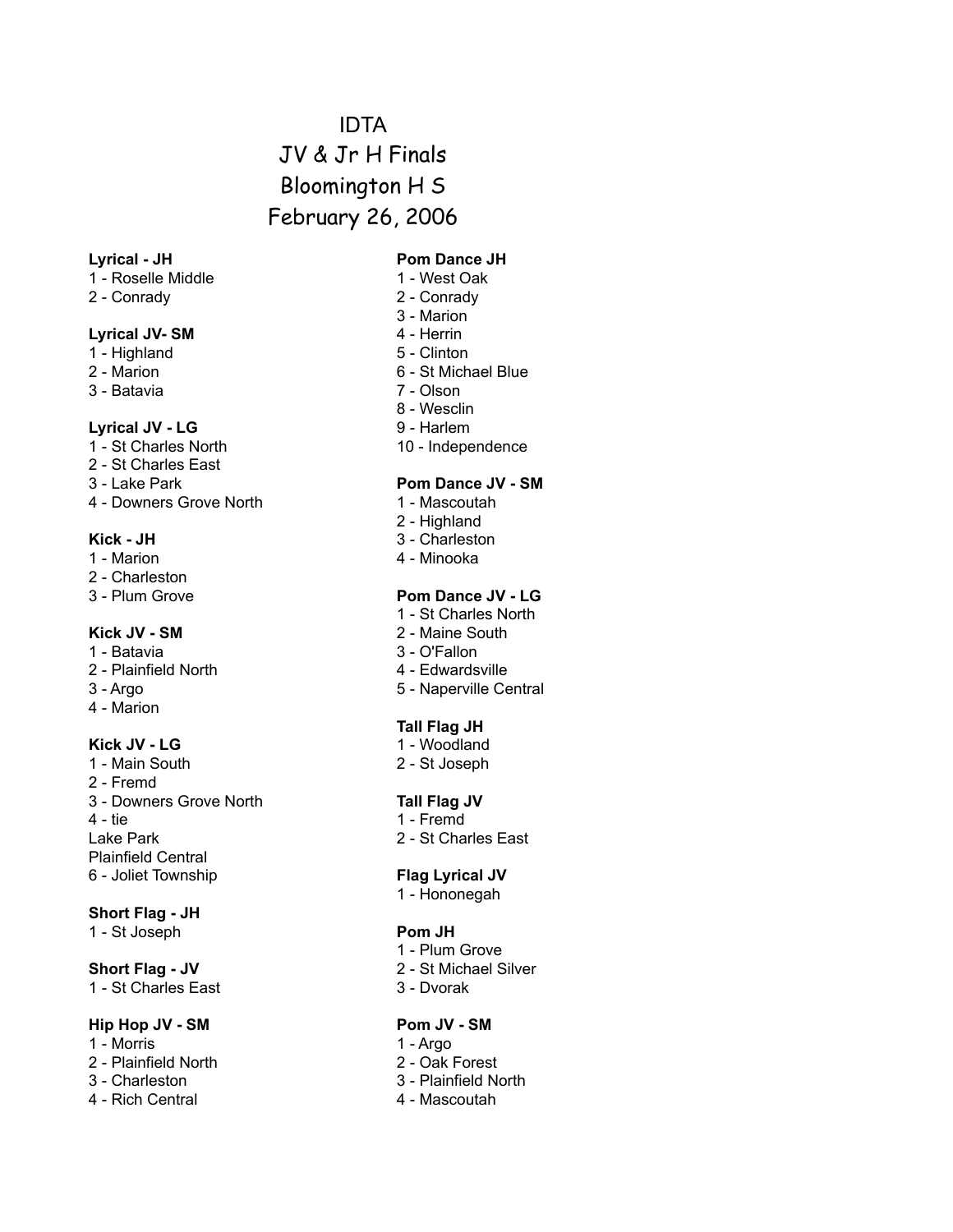# IDTA

# JV & Jr H Finals

# Bloomington H S

# February 26, 2006

**Lyrical - JH**
1 - Roselle Middle
2 - Conrady

**Lyrical JV- SM**
1 - Highland
2 - Marion
3 - Batavia

**Lyrical JV - LG**
1 - St Charles North
2 - St Charles East
3 - Lake Park
4 - Downers Grove North

**Kick - JH**
1 - Marion
2 - Charleston
3 - Plum Grove

**Kick JV - SM**
1 - Batavia
2 - Plainfield North
3 - Argo
4 - Marion

**Kick JV - LG**
1 - Main South
2 - Fremd
3 - Downers Grove North
4 - tie
Lake Park
Plainfield Central
6 - Joliet Township

**Short Flag - JH**
1 - St Joseph

**Short Flag - JV**
1 - St Charles East

**Hip Hop JV - SM**
1 - Morris
2 - Plainfield North
3 - Charleston
4 - Rich Central

**Pom Dance JH**
1 - West Oak
2 - Conrady
3 - Marion
4 - Herrin
5 - Clinton
6 - St Michael Blue
7 - Olson
8 - Wesclin
9 - Harlem
10 - Independence

**Pom Dance JV - SM**
1 - Mascoutah
2 - Highland
3 - Charleston
4 - Minooka

**Pom Dance JV - LG**
1 - St Charles North
2 - Maine South
3 - O'Fallon
4 - Edwardsville
5 - Naperville Central

**Tall Flag JH**
1 - Woodland
2 - St Joseph

**Tall Flag JV**
1 - Fremd
2 - St Charles East

**Flag Lyrical JV**
1 - Hononegah

**Pom JH**
1 - Plum Grove
2 - St Michael Silver
3 - Dvorak

**Pom JV - SM**
1 - Argo
2 - Oak Forest
3 - Plainfield North
4 - Mascoutah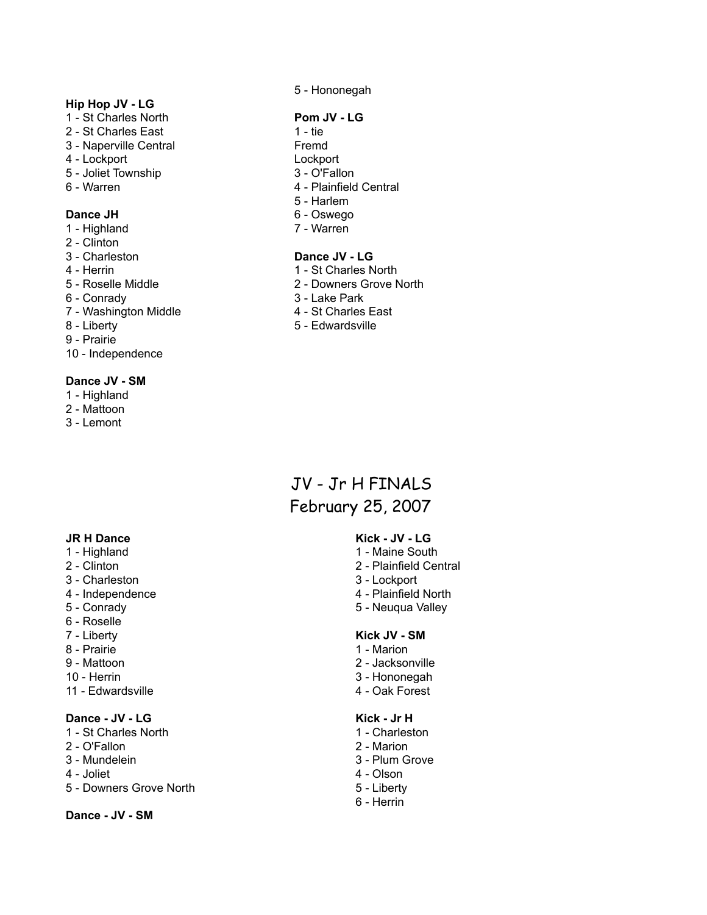**Hip Hop JV - LG**
1 - St Charles North
2 - St Charles East
3 - Naperville Central
4 - Lockport
5 - Joliet Township
6 - Warren

**Dance JH**
1 - Highland
2 - Clinton
3 - Charleston
4 - Herrin
5 - Roselle Middle
6 - Conrady
7 - Washington Middle
8 - Liberty
9 - Prairie
10 - Independence

**Dance JV - SM**
1 - Highland
2 - Mattoon
3 - Lemont

5 - Hononegah

**Pom JV - LG**
1 - tie
Fremd
Lockport
3 - O'Fallon
4 - Plainfield Central
5 - Harlem
6 - Oswego
7 - Warren

**Dance JV - LG**
1 - St Charles North
2 - Downers Grove North
3 - Lake Park
4 - St Charles East
5 - Edwardsville

# JV - Jr H FINALS
## February 25, 2007

**JR H Dance**
1 - Highland
2 - Clinton
3 - Charleston
4 - Independence
5 - Conrady
6 - Roselle
7 - Liberty
8 - Prairie
9 - Mattoon
10 - Herrin
11 - Edwardsville

**Dance - JV - LG**
1 - St Charles North
2 - O'Fallon
3 - Mundelein
4 - Joliet
5 - Downers Grove North

**Dance - JV - SM**

**Kick - JV - LG**
1 - Maine South
2 - Plainfield Central
3 - Lockport
4 - Plainfield North
5 - Neuqua Valley

**Kick JV - SM**
1 - Marion
2 - Jacksonville
3 - Hononegah
4 - Oak Forest

**Kick - Jr H**
1 - Charleston
2 - Marion
3 - Plum Grove
4 - Olson
5 - Liberty
6 - Herrin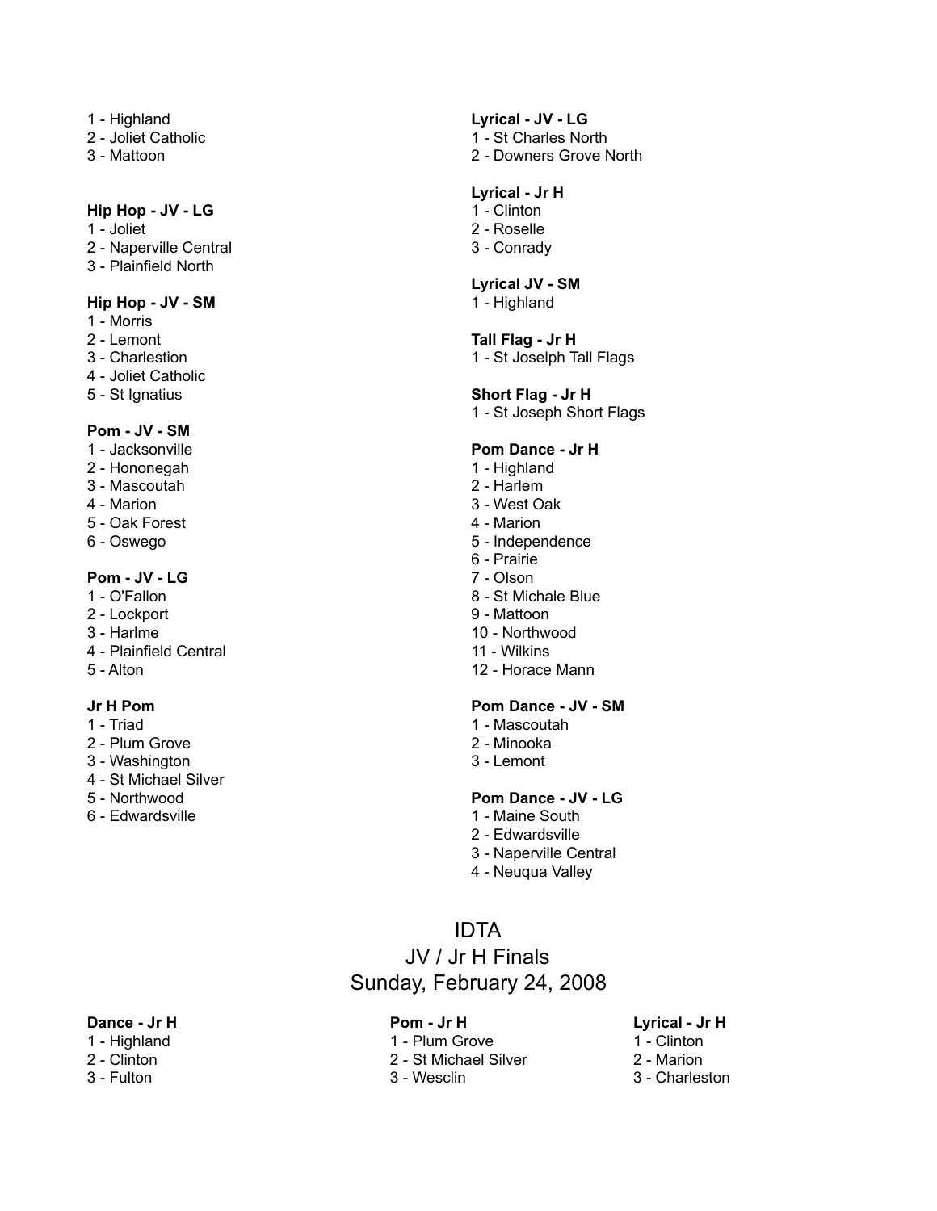1 - Highland
2 - Joliet Catholic
3 - Mattoon

**Hip Hop - JV - LG**
1 - Joliet
2 - Naperville Central
3 - Plainfield North

**Hip Hop - JV - SM**
1 - Morris
2 - Lemont
3 - Charlestion
4 - Joliet Catholic
5 - St Ignatius

**Pom - JV - SM**
1 - Jacksonville
2 - Hononegah
3 - Mascoutah
4 - Marion
5 - Oak Forest
6 - Oswego

**Pom - JV - LG**
1 - O'Fallon
2 - Lockport
3 - Harlme
4 - Plainfield Central
5 - Alton

**Jr H Pom**
1 - Triad
2 - Plum Grove
3 - Washington
4 - St Michael Silver
5 - Northwood
6 - Edwardsville

**Lyrical - JV - LG**
1 - St Charles North
2 - Downers Grove North

**Lyrical - Jr H**
1 - Clinton
2 - Roselle
3 - Conrady

**Lyrical JV - SM**
1 - Highland

**Tall Flag - Jr H**
1 - St Joselph Tall Flags

**Short Flag - Jr H**
1 - St Joseph Short Flags

**Pom Dance - Jr H**
1 - Highland
2 - Harlem
3 - West Oak
4 - Marion
5 - Independence
6 - Prairie
7 - Olson
8 - St Michale Blue
9 - Mattoon
10 - Northwood
11 - Wilkins
12 - Horace Mann

**Pom Dance - JV - SM**
1 - Mascoutah
2 - Minooka
3 - Lemont

**Pom Dance - JV - LG**
1 - Maine South
2 - Edwardsville
3 - Naperville Central
4 - Neuqua Valley

# IDTA
## JV / Jr H Finals
## Sunday, February 24, 2008

**Dance - Jr H**
1 - Highland
2 - Clinton
3 - Fulton

**Pom - Jr H**
1 - Plum Grove
2 - St Michael Silver
3 - Wesclin

**Lyrical - Jr H**
1 - Clinton
2 - Marion
3 - Charleston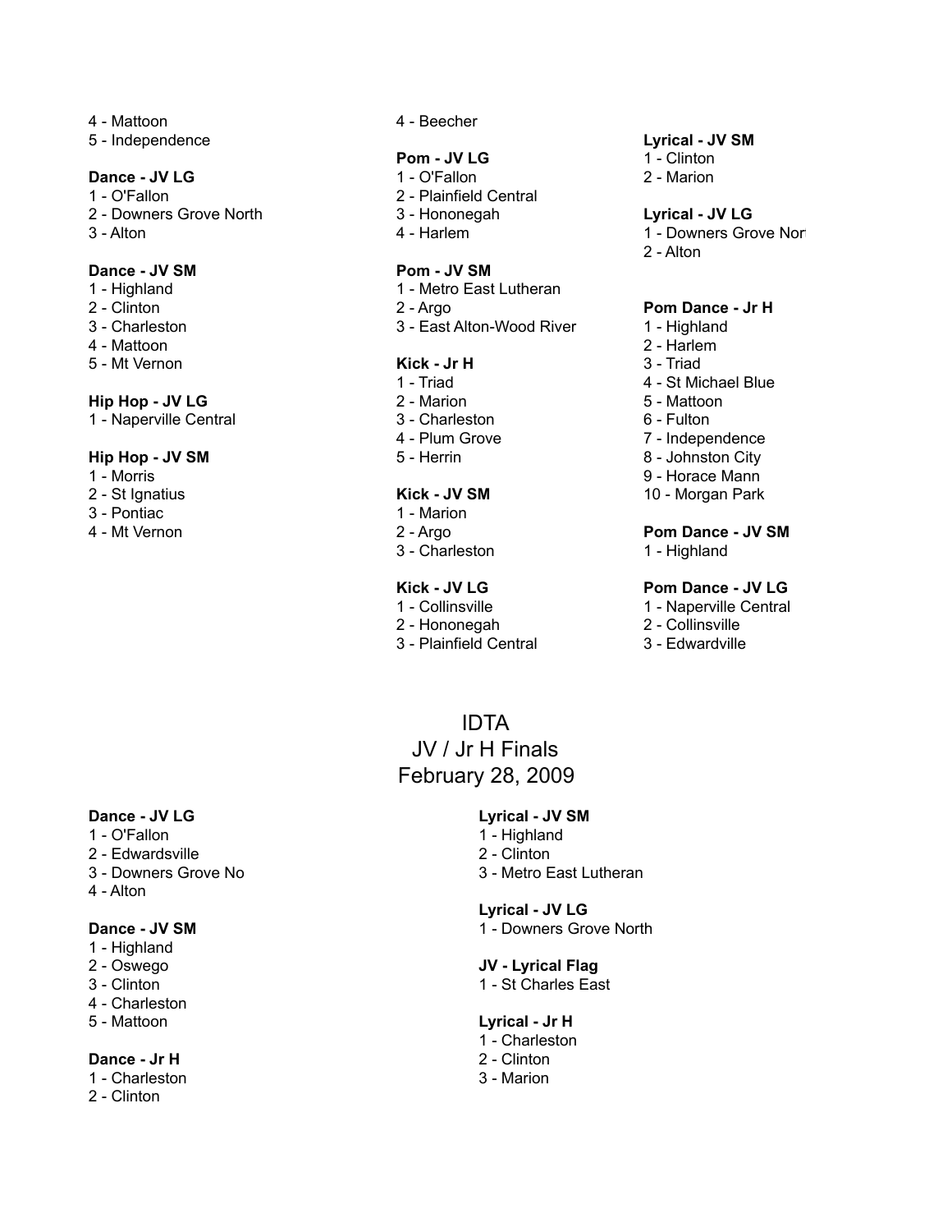4 - Mattoon
5 - Independence

**Dance - JV LG**
1 - O'Fallon
2 - Downers Grove North
3 - Alton

**Dance - JV SM**
1 - Highland
2 - Clinton
3 - Charleston
4 - Mattoon
5 - Mt Vernon

**Hip Hop - JV LG**
1 - Naperville Central

**Hip Hop - JV SM**
1 - Morris
2 - St Ignatius
3 - Pontiac
4 - Mt Vernon

4 - Beecher

**Pom - JV LG**
1 - O'Fallon
2 - Plainfield Central
3 - Hononegah
4 - Harlem

**Pom - JV SM**
1 - Metro East Lutheran
2 - Argo
3 - East Alton-Wood River

**Kick - Jr H**
1 - Triad
2 - Marion
3 - Charleston
4 - Plum Grove
5 - Herrin

**Kick - JV SM**
1 - Marion
2 - Argo
3 - Charleston

**Kick - JV LG**
1 - Collinsville
2 - Hononegah
3 - Plainfield Central

**Lyrical - JV SM**
1 - Clinton
2 - Marion

**Lyrical - JV LG**
1 - Downers Grove Nort
2 - Alton

**Pom Dance - Jr H**
1 - Highland
2 - Harlem
3 - Triad
4 - St Michael Blue
5 - Mattoon
6 - Fulton
7 - Independence
8 - Johnston City
9 - Horace Mann
10 - Morgan Park

**Pom Dance - JV SM**
1 - Highland

**Pom Dance - JV LG**
1 - Naperville Central
2 - Collinsville
3 - Edwardville

# IDTA
## JV / Jr H Finals
## February 28, 2009

**Dance - JV LG**
1 - O'Fallon
2 - Edwardsville
3 - Downers Grove No
4 - Alton

**Dance - JV SM**
1 - Highland
2 - Oswego
3 - Clinton
4 - Charleston
5 - Mattoon

**Dance - Jr H**
1 - Charleston
2 - Clinton

**Lyrical - JV SM**
1 - Highland
2 - Clinton
3 - Metro East Lutheran

**Lyrical - JV LG**
1 - Downers Grove North

**JV - Lyrical Flag**
1 - St Charles East

**Lyrical - Jr H**
1 - Charleston
2 - Clinton
3 - Marion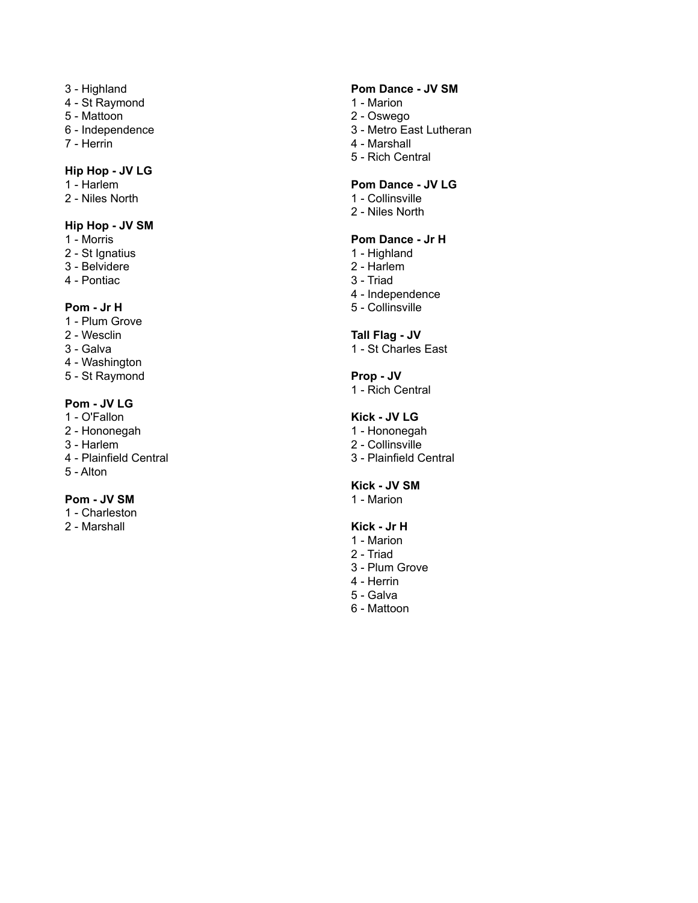3 - Highland
4 - St Raymond
5 - Mattoon
6 - Independence
7 - Herrin

**Hip Hop - JV LG**

1 - Harlem
2 - Niles North

**Hip Hop - JV SM**

1 - Morris
2 - St Ignatius
3 - Belvidere
4 - Pontiac

**Pom - Jr H**

1 - Plum Grove
2 - Wesclin
3 - Galva
4 - Washington
5 - St Raymond

**Pom - JV LG**

1 - O'Fallon
2 - Hononegah
3 - Harlem
4 - Plainfield Central
5 - Alton

**Pom - JV SM**

1 - Charleston
2 - Marshall

**Pom Dance - JV SM**

1 - Marion
2 - Oswego
3 - Metro East Lutheran
4 - Marshall
5 - Rich Central

**Pom Dance - JV LG**

1 - Collinsville
2 - Niles North

**Pom Dance - Jr H**

1 - Highland
2 - Harlem
3 - Triad
4 - Independence
5 - Collinsville

**Tall Flag - JV**

1 - St Charles East

**Prop - JV**

1 - Rich Central

**Kick - JV LG**

1 - Hononegah
2 - Collinsville
3 - Plainfield Central

**Kick - JV SM**

1 - Marion

**Kick - Jr H**

1 - Marion
2 - Triad
3 - Plum Grove
4 - Herrin
5 - Galva
6 - Mattoon